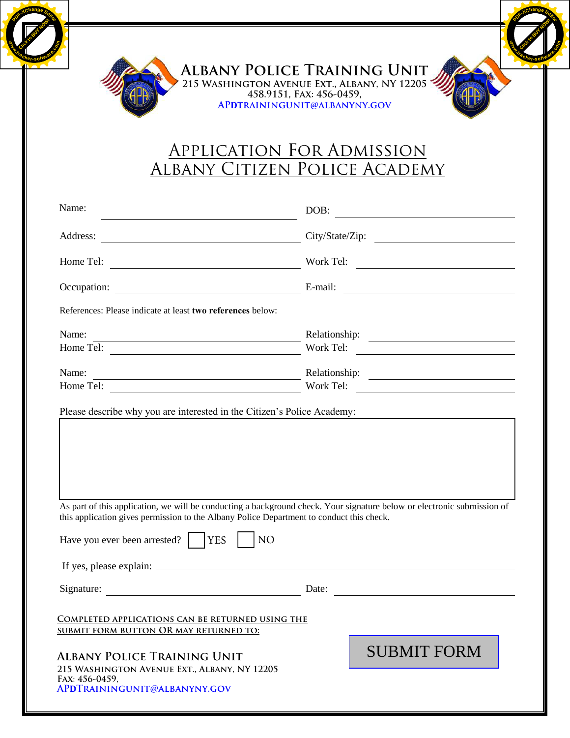# Albany Police Training Unit

215 Washington Avenue Ext., Albany, NY 12205
458.9151, Fax: 456-0459,
APDTrainingUnit@albanyny.gov

## Application For Admission
## Albany Citizen Police Academy

Name: ______________________ DOB: ______________________

Address: ______________________ City/State/Zip: ______________________

Home Tel: ______________________ Work Tel: ______________________

Occupation: ______________________ E-mail: ______________________

References: Please indicate at least **two references** below:

Name: ______________________ Relationship: ______________________
Home Tel: ______________________ Work Tel: ______________________

Name: ______________________ Relationship: ______________________
Home Tel: ______________________ Work Tel: ______________________

Please describe why you are interested in the Citizen's Police Academy:

&nbsp;

As part of this application, we will be conducting a background check. Your signature below or electronic submission of this application gives permission to the Albany Police Department to conduct this check.

Have you ever been arrested? ☐ YES ☐ NO

If yes, please explain: ______________________

Signature: ______________________ Date: ______________________

Completed applications can be returned using the submit form button OR may returned to:

**Albany Police Training Unit**
215 Washington Avenue Ext., Albany, NY 12205
Fax: 456-0459,
APDTrainingUnit@albanyny.gov

SUBMIT FORM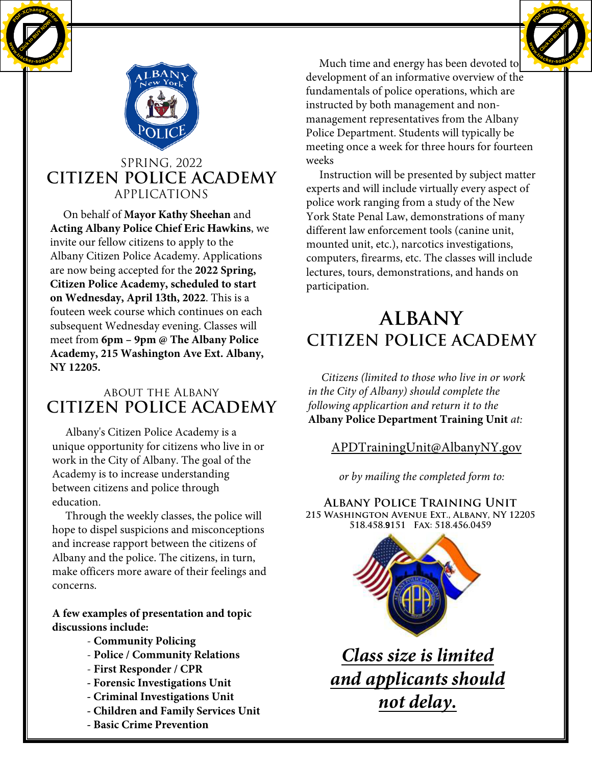SPRING, 2022

# CITIZEN POLICE ACADEMY

APPLICATIONS

On behalf of **Mayor Kathy Sheehan** and **Acting Albany Police Chief Eric Hawkins**, we invite our fellow citizens to apply to the Albany Citizen Police Academy. Applications are now being accepted for the **2022 Spring, Citizen Police Academy, scheduled to start on Wednesday, April 13th, 2022**. This is a fouteen week course which continues on each subsequent Wednesday evening. Classes will meet from **6pm – 9pm @ The Albany Police Academy, 215 Washington Ave Ext. Albany, NY 12205.**

ABOUT THE ALBANY

# CITIZEN POLICE ACADEMY

Albany's Citizen Police Academy is a unique opportunity for citizens who live in or work in the City of Albany. The goal of the Academy is to increase understanding between citizens and police through education.

Through the weekly classes, the police will hope to dispel suspicions and misconceptions and increase rapport between the citizens of Albany and the police. The citizens, in turn, make officers more aware of their feelings and concerns.

**A few examples of presentation and topic discussions include:**

- **Community Policing**
- **Police / Community Relations**
- **First Responder / CPR**
- **Forensic Investigations Unit**
- **Criminal Investigations Unit**
- **Children and Family Services Unit**
- **Basic Crime Prevention**

Much time and energy has been devoted to development of an informative overview of the fundamentals of police operations, which are instructed by both management and non-management representatives from the Albany Police Department. Students will typically be meeting once a week for three hours for fourteen weeks

Instruction will be presented by subject matter experts and will include virtually every aspect of police work ranging from a study of the New York State Penal Law, demonstrations of many different law enforcement tools (canine unit, mounted unit, etc.), narcotics investigations, computers, firearms, etc. The classes will include lectures, tours, demonstrations, and hands on participation.

# ALBANY CITIZEN POLICE ACADEMY

*Citizens (limited to those who live in or work in the City of Albany) should complete the following applicartion and return it to the* **Albany Police Department Training Unit** *at:*

APDTrainingUnit@AlbanyNY.gov

*or by mailing the completed form to:*

**ALBANY POLICE TRAINING UNIT**
**215 WASHINGTON AVENUE EXT., ALBANY, NY 12205**
**518.458.9151 FAX: 518.456.0459**

***Class size is limited and applicants should not delay.***